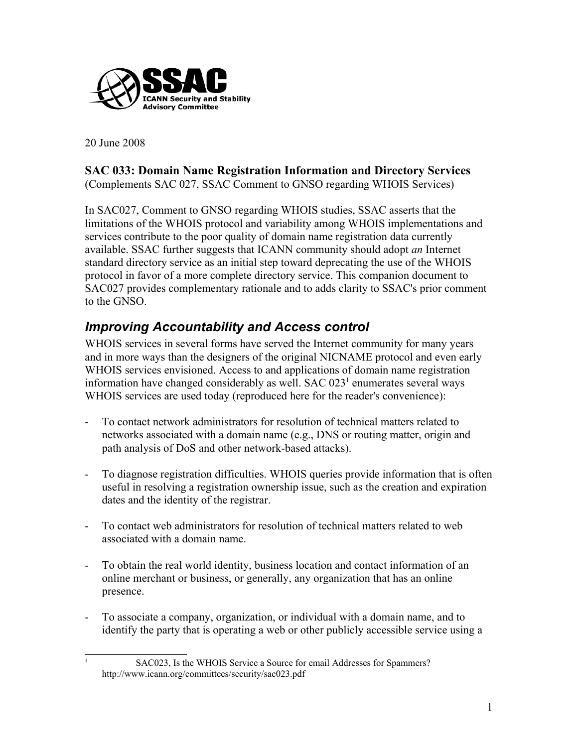20 June 2008

**SAC 033: Domain Name Registration Information and Directory Services**
(Complements SAC 027, SSAC Comment to GNSO regarding WHOIS Services)

In SAC027, Comment to GNSO regarding WHOIS studies, SSAC asserts that the limitations of the WHOIS protocol and variability among WHOIS implementations and services contribute to the poor quality of domain name registration data currently available. SSAC further suggests that ICANN community should adopt *an* Internet standard directory service as an initial step toward deprecating the use of the WHOIS protocol in favor of a more complete directory service. This companion document to SAC027 provides complementary rationale and to adds clarity to SSAC's prior comment to the GNSO.

## *Improving Accountability and Access control*

WHOIS services in several forms have served the Internet community for many years and in more ways than the designers of the original NICNAME protocol and even early WHOIS services envisioned. Access to and applications of domain name registration information have changed considerably as well. SAC 023[1] enumerates several ways WHOIS services are used today (reproduced here for the reader's convenience):

- To contact network administrators for resolution of technical matters related to networks associated with a domain name (e.g., DNS or routing matter, origin and path analysis of DoS and other network-based attacks).

- To diagnose registration difficulties. WHOIS queries provide information that is often useful in resolving a registration ownership issue, such as the creation and expiration dates and the identity of the registrar.

- To contact web administrators for resolution of technical matters related to web associated with a domain name.

- To obtain the real world identity, business location and contact information of an online merchant or business, or generally, any organization that has an online presence.

- To associate a company, organization, or individual with a domain name, and to identify the party that is operating a web or other publicly accessible service using a

[1] SAC023, Is the WHOIS Service a Source for email Addresses for Spammers? http://www.icann.org/committees/security/sac023.pdf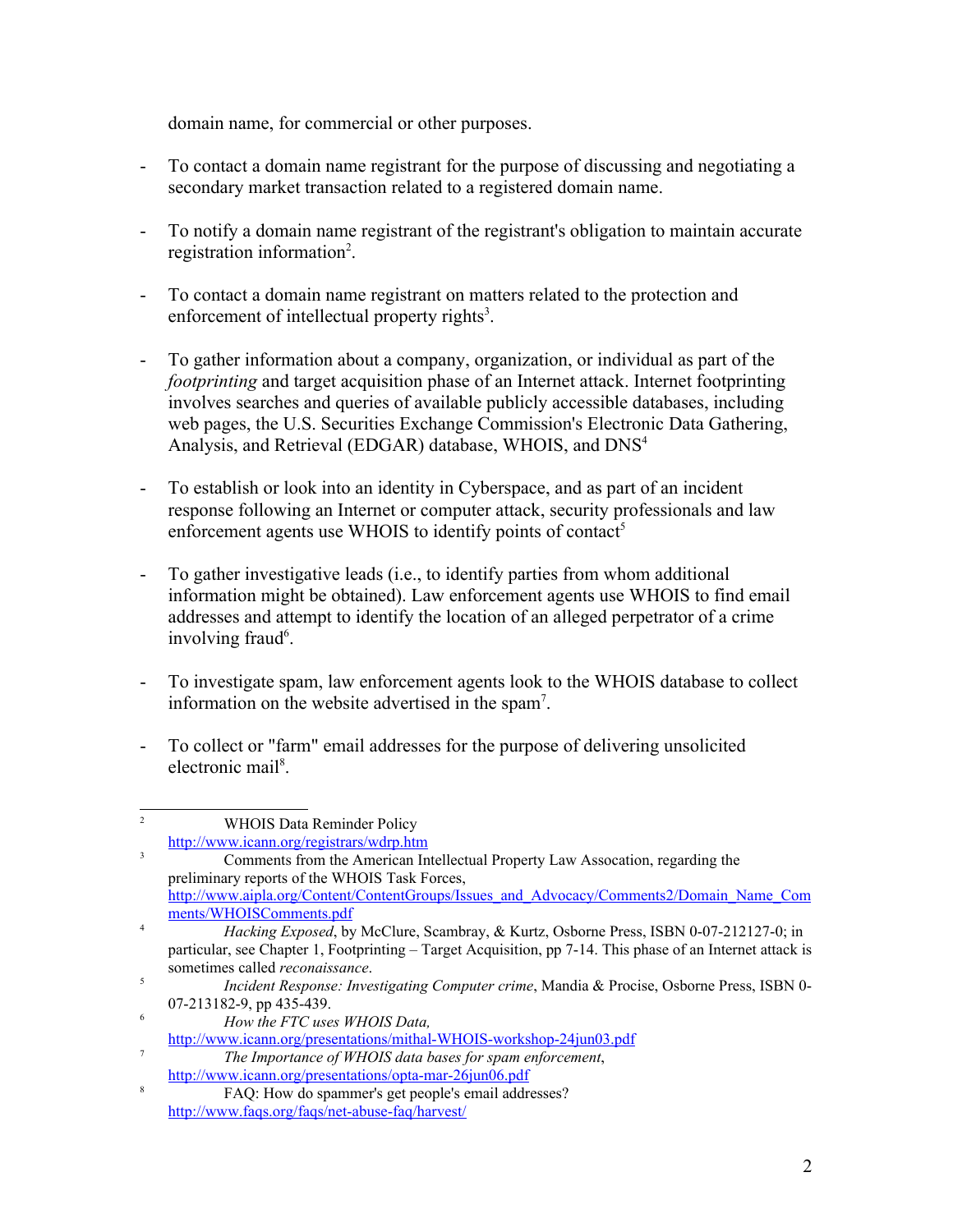domain name, for commercial or other purposes.

- To contact a domain name registrant for the purpose of discussing and negotiating a secondary market transaction related to a registered domain name.

- To notify a domain name registrant of the registrant's obligation to maintain accurate registration information[2].

- To contact a domain name registrant on matters related to the protection and enforcement of intellectual property rights[3].

- To gather information about a company, organization, or individual as part of the *footprinting* and target acquisition phase of an Internet attack. Internet footprinting involves searches and queries of available publicly accessible databases, including web pages, the U.S. Securities Exchange Commission's Electronic Data Gathering, Analysis, and Retrieval (EDGAR) database, WHOIS, and DNS[4]

- To establish or look into an identity in Cyberspace, and as part of an incident response following an Internet or computer attack, security professionals and law enforcement agents use WHOIS to identify points of contact[5]

- To gather investigative leads (i.e., to identify parties from whom additional information might be obtained). Law enforcement agents use WHOIS to find email addresses and attempt to identify the location of an alleged perpetrator of a crime involving fraud[6].

- To investigate spam, law enforcement agents look to the WHOIS database to collect information on the website advertised in the spam[7].

- To collect or "farm" email addresses for the purpose of delivering unsolicited electronic mail[8].

---

[2] WHOIS Data Reminder Policy http://www.icann.org/registrars/wdrp.htm

[3] Comments from the American Intellectual Property Law Assocation, regarding the preliminary reports of the WHOIS Task Forces, http://www.aipla.org/Content/ContentGroups/Issues_and_Advocacy/Comments2/Domain_Name_Comments/WHOISComments.pdf

[4] *Hacking Exposed*, by McClure, Scambray, & Kurtz, Osborne Press, ISBN 0-07-212127-0; in particular, see Chapter 1, Footprinting – Target Acquisition, pp 7-14. This phase of an Internet attack is sometimes called *reconaissance*.

[5] *Incident Response: Investigating Computer crime*, Mandia & Procise, Osborne Press, ISBN 0-07-213182-9, pp 435-439.

[6] *How the FTC uses WHOIS Data,* http://www.icann.org/presentations/mithal-WHOIS-workshop-24jun03.pdf

[7] *The Importance of WHOIS data bases for spam enforcement*, http://www.icann.org/presentations/opta-mar-26jun06.pdf

[8] FAQ: How do spammer's get people's email addresses? http://www.faqs.org/faqs/net-abuse-faq/harvest/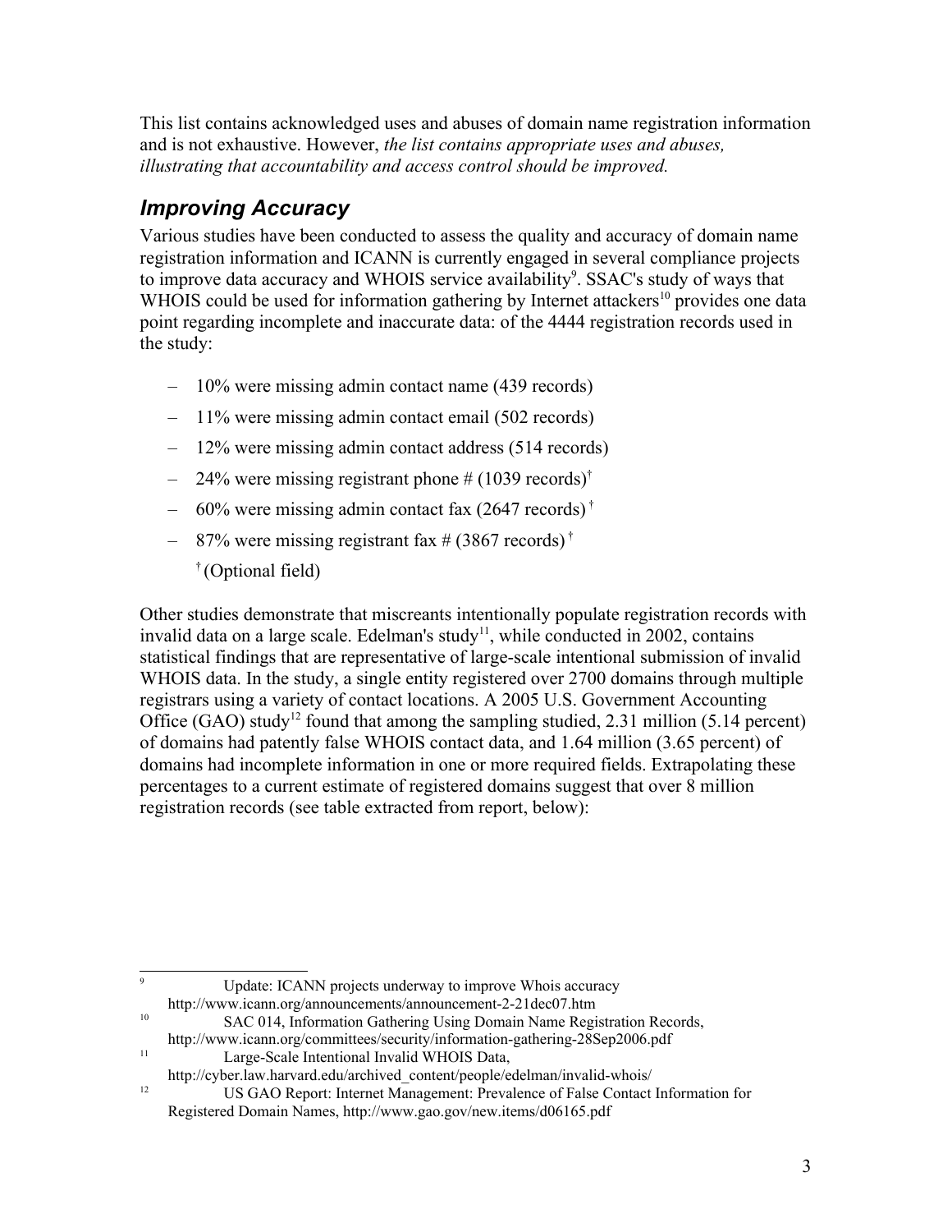This list contains acknowledged uses and abuses of domain name registration information and is not exhaustive. However, *the list contains appropriate uses and abuses, illustrating that accountability and access control should be improved.*

## Improving Accuracy

Various studies have been conducted to assess the quality and accuracy of domain name registration information and ICANN is currently engaged in several compliance projects to improve data accuracy and WHOIS service availability[9]. SSAC's study of ways that WHOIS could be used for information gathering by Internet attackers[10] provides one data point regarding incomplete and inaccurate data: of the 4444 registration records used in the study:

- 10% were missing admin contact name (439 records)
- 11% were missing admin contact email (502 records)
- 12% were missing admin contact address (514 records)
- 24% were missing registrant phone # (1039 records)[†]
- 60% were missing admin contact fax (2647 records)[†]
- 87% were missing registrant fax # (3867 records)[†]

  [†] (Optional field)

Other studies demonstrate that miscreants intentionally populate registration records with invalid data on a large scale. Edelman's study[11], while conducted in 2002, contains statistical findings that are representative of large-scale intentional submission of invalid WHOIS data. In the study, a single entity registered over 2700 domains through multiple registrars using a variety of contact locations. A 2005 U.S. Government Accounting Office (GAO) study[12] found that among the sampling studied, 2.31 million (5.14 percent) of domains had patently false WHOIS contact data, and 1.64 million (3.65 percent) of domains had incomplete information in one or more required fields. Extrapolating these percentages to a current estimate of registered domains suggest that over 8 million registration records (see table extracted from report, below):

---

[9] Update: ICANN projects underway to improve Whois accuracy http://www.icann.org/announcements/announcement-2-21dec07.htm

[10] SAC 014, Information Gathering Using Domain Name Registration Records, http://www.icann.org/committees/security/information-gathering-28Sep2006.pdf

[11] Large-Scale Intentional Invalid WHOIS Data, http://cyber.law.harvard.edu/archived_content/people/edelman/invalid-whois/

[12] US GAO Report: Internet Management: Prevalence of False Contact Information for Registered Domain Names, http://www.gao.gov/new.items/d06165.pdf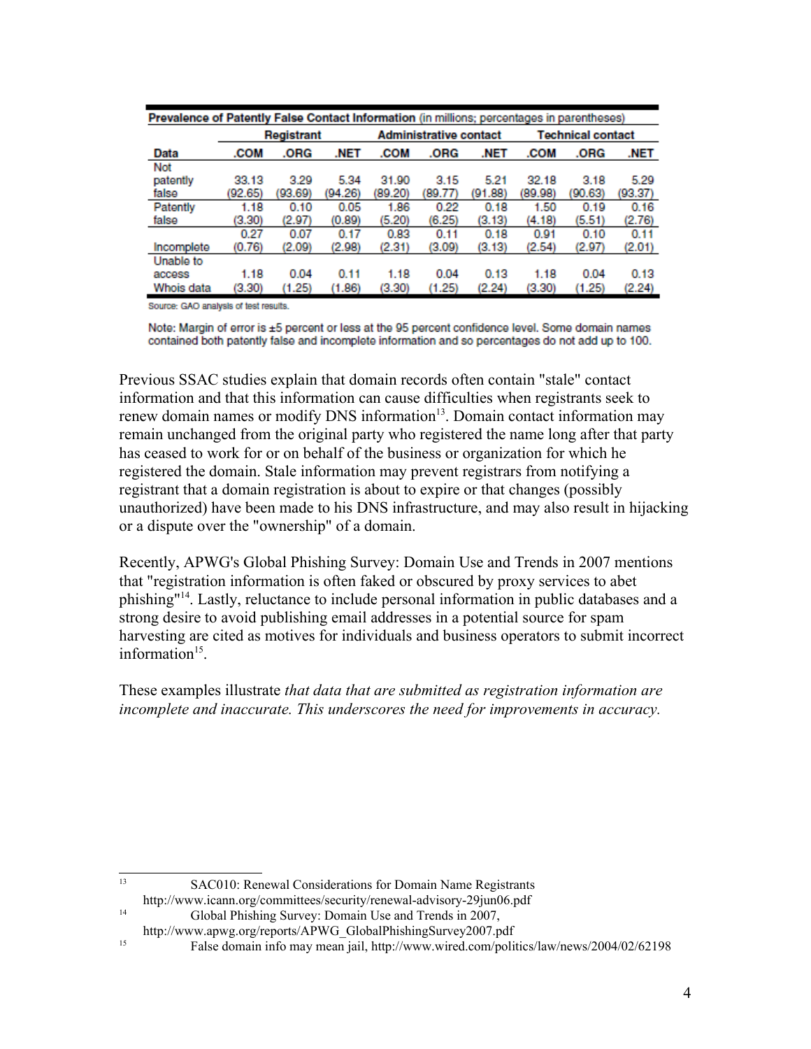**Prevalence of Patently False Contact Information** (in millions; percentages in parentheses)

| Data | Registrant | | | Administrative contact | | | Technical contact | | |
|---|---|---|---|---|---|---|---|---|---|
| | .COM | .ORG | .NET | .COM | .ORG | .NET | .COM | .ORG | .NET |
| Not patently false | 33.13 (92.65) | 3.29 (93.69) | 5.34 (94.26) | 31.90 (89.20) | 3.15 (89.77) | 5.21 (91.88) | 32.18 (89.98) | 3.18 (90.63) | 5.29 (93.37) |
| Patently false | 1.18 (3.30) | 0.10 (2.97) | 0.05 (0.89) | 1.86 (5.20) | 0.22 (6.25) | 0.18 (3.13) | 1.50 (4.18) | 0.19 (5.51) | 0.16 (2.76) |
| Incomplete | 0.27 (0.76) | 0.07 (2.09) | 0.17 (2.98) | 0.83 (2.31) | 0.11 (3.09) | 0.18 (3.13) | 0.91 (2.54) | 0.10 (2.97) | 0.11 (2.01) |
| Unable to access Whois data | 1.18 (3.30) | 0.04 (1.25) | 0.11 (1.86) | 1.18 (3.30) | 0.04 (1.25) | 0.13 (2.24) | 1.18 (3.30) | 0.04 (1.25) | 0.13 (2.24) |

Source: GAO analysis of test results.

Note: Margin of error is ±5 percent or less at the 95 percent confidence level. Some domain names contained both patently false and incomplete information and so percentages do not add up to 100.

Previous SSAC studies explain that domain records often contain "stale" contact information and that this information can cause difficulties when registrants seek to renew domain names or modify DNS information[13]. Domain contact information may remain unchanged from the original party who registered the name long after that party has ceased to work for or on behalf of the business or organization for which he registered the domain. Stale information may prevent registrars from notifying a registrant that a domain registration is about to expire or that changes (possibly unauthorized) have been made to his DNS infrastructure, and may also result in hijacking or a dispute over the "ownership" of a domain.

Recently, APWG's Global Phishing Survey: Domain Use and Trends in 2007 mentions that "registration information is often faked or obscured by proxy services to abet phishing"[14]. Lastly, reluctance to include personal information in public databases and a strong desire to avoid publishing email addresses in a potential source for spam harvesting are cited as motives for individuals and business operators to submit incorrect information[15].

These examples illustrate *that data that are submitted as registration information are incomplete and inaccurate. This underscores the need for improvements in accuracy.*

---

[13] SAC010: Renewal Considerations for Domain Name Registrants http://www.icann.org/committees/security/renewal-advisory-29jun06.pdf

[14] Global Phishing Survey: Domain Use and Trends in 2007, http://www.apwg.org/reports/APWG_GlobalPhishingSurvey2007.pdf

[15] False domain info may mean jail, http://www.wired.com/politics/law/news/2004/02/62198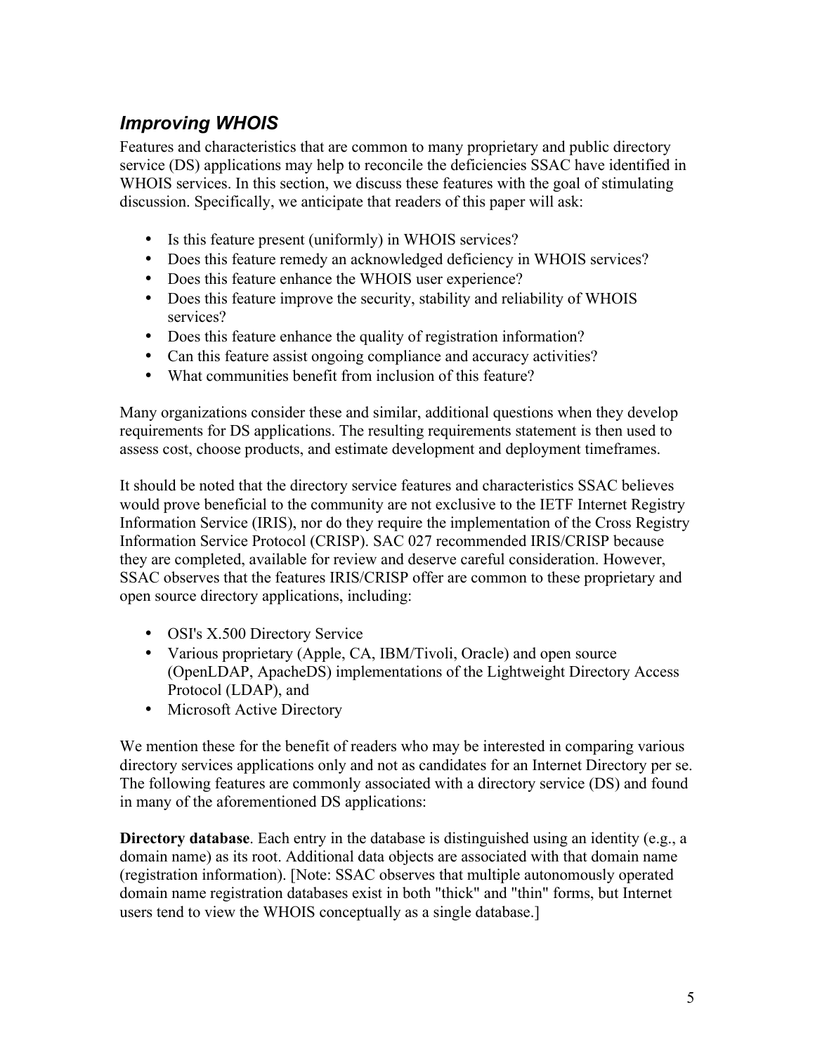## *Improving WHOIS*

Features and characteristics that are common to many proprietary and public directory service (DS) applications may help to reconcile the deficiencies SSAC have identified in WHOIS services. In this section, we discuss these features with the goal of stimulating discussion. Specifically, we anticipate that readers of this paper will ask:

- Is this feature present (uniformly) in WHOIS services?
- Does this feature remedy an acknowledged deficiency in WHOIS services?
- Does this feature enhance the WHOIS user experience?
- Does this feature improve the security, stability and reliability of WHOIS services?
- Does this feature enhance the quality of registration information?
- Can this feature assist ongoing compliance and accuracy activities?
- What communities benefit from inclusion of this feature?

Many organizations consider these and similar, additional questions when they develop requirements for DS applications. The resulting requirements statement is then used to assess cost, choose products, and estimate development and deployment timeframes.

It should be noted that the directory service features and characteristics SSAC believes would prove beneficial to the community are not exclusive to the IETF Internet Registry Information Service (IRIS), nor do they require the implementation of the Cross Registry Information Service Protocol (CRISP). SAC 027 recommended IRIS/CRISP because they are completed, available for review and deserve careful consideration. However, SSAC observes that the features IRIS/CRISP offer are common to these proprietary and open source directory applications, including:

- OSI's X.500 Directory Service
- Various proprietary (Apple, CA, IBM/Tivoli, Oracle) and open source (OpenLDAP, ApacheDS) implementations of the Lightweight Directory Access Protocol (LDAP), and
- Microsoft Active Directory

We mention these for the benefit of readers who may be interested in comparing various directory services applications only and not as candidates for an Internet Directory per se. The following features are commonly associated with a directory service (DS) and found in many of the aforementioned DS applications:

**Directory database**. Each entry in the database is distinguished using an identity (e.g., a domain name) as its root. Additional data objects are associated with that domain name (registration information). [Note: SSAC observes that multiple autonomously operated domain name registration databases exist in both "thick" and "thin" forms, but Internet users tend to view the WHOIS conceptually as a single database.]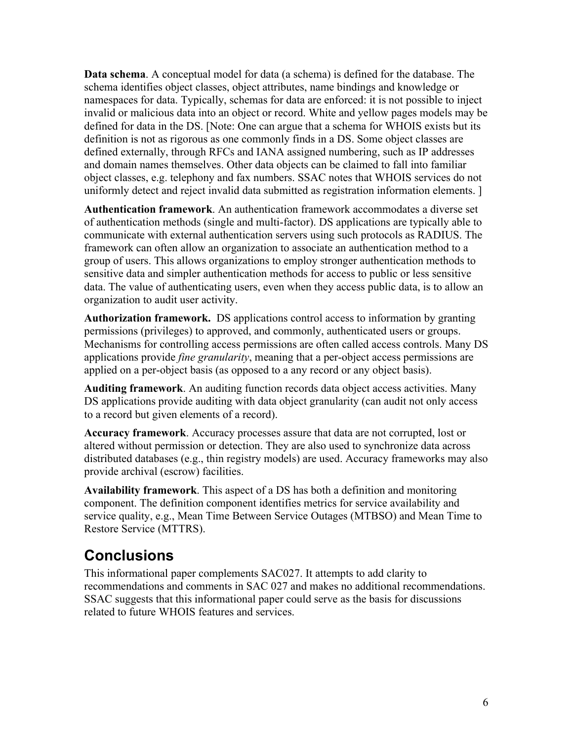**Data schema**. A conceptual model for data (a schema) is defined for the database. The schema identifies object classes, object attributes, name bindings and knowledge or namespaces for data. Typically, schemas for data are enforced: it is not possible to inject invalid or malicious data into an object or record. White and yellow pages models may be defined for data in the DS. [Note: One can argue that a schema for WHOIS exists but its definition is not as rigorous as one commonly finds in a DS. Some object classes are defined externally, through RFCs and IANA assigned numbering, such as IP addresses and domain names themselves. Other data objects can be claimed to fall into familiar object classes, e.g. telephony and fax numbers. SSAC notes that WHOIS services do not uniformly detect and reject invalid data submitted as registration information elements. ]

**Authentication framework**. An authentication framework accommodates a diverse set of authentication methods (single and multi-factor). DS applications are typically able to communicate with external authentication servers using such protocols as RADIUS. The framework can often allow an organization to associate an authentication method to a group of users. This allows organizations to employ stronger authentication methods to sensitive data and simpler authentication methods for access to public or less sensitive data. The value of authenticating users, even when they access public data, is to allow an organization to audit user activity.

**Authorization framework.** DS applications control access to information by granting permissions (privileges) to approved, and commonly, authenticated users or groups. Mechanisms for controlling access permissions are often called access controls. Many DS applications provide *fine granularity*, meaning that a per-object access permissions are applied on a per-object basis (as opposed to a any record or any object basis).

**Auditing framework**. An auditing function records data object access activities. Many DS applications provide auditing with data object granularity (can audit not only access to a record but given elements of a record).

**Accuracy framework**. Accuracy processes assure that data are not corrupted, lost or altered without permission or detection. They are also used to synchronize data across distributed databases (e.g., thin registry models) are used. Accuracy frameworks may also provide archival (escrow) facilities.

**Availability framework**. This aspect of a DS has both a definition and monitoring component. The definition component identifies metrics for service availability and service quality, e.g., Mean Time Between Service Outages (MTBSO) and Mean Time to Restore Service (MTTRS).

## Conclusions

This informational paper complements SAC027. It attempts to add clarity to recommendations and comments in SAC 027 and makes no additional recommendations. SSAC suggests that this informational paper could serve as the basis for discussions related to future WHOIS features and services.